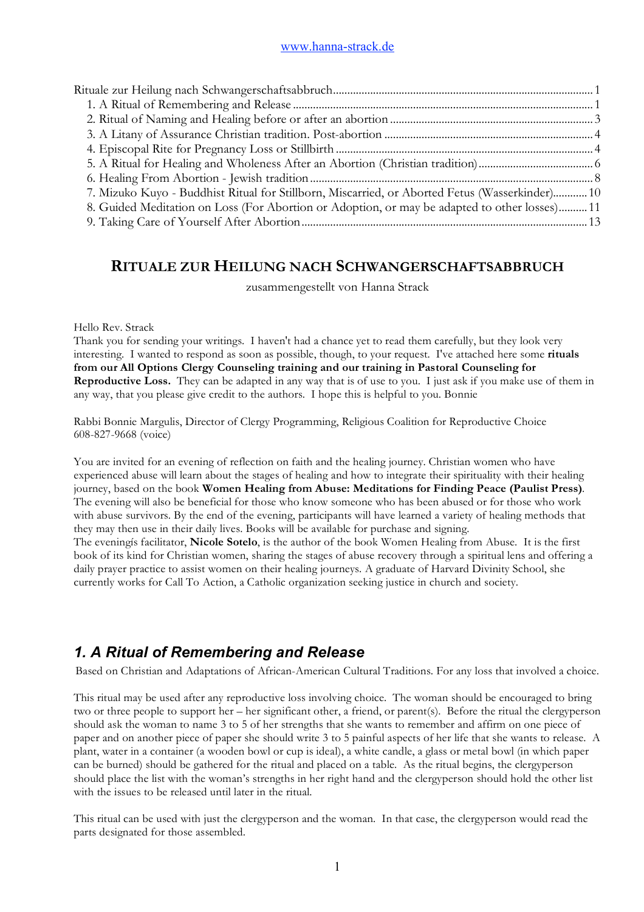www.hanna-strack.de

Rituale zur Heilung nach Schwangerschaftsabbruch ........ 1
1. A Ritual of Remembering and Release ........ 1
2. Ritual of Naming and Healing before or after an abortion ........ 3
3. A Litany of Assurance Christian tradition. Post-abortion ........ 4
4. Episcopal Rite for Pregnancy Loss or Stillbirth ........ 4
5. A Ritual for Healing and Wholeness After an Abortion (Christian tradition) ........ 6
6. Healing From Abortion - Jewish tradition ........ 8
7. Mizuko Kuyo - Buddhist Ritual for Stillborn, Miscarried, or Aborted Fetus (Wasserkinder) ........ 10
8. Guided Meditation on Loss (For Abortion or Adoption, or may be adapted to other losses) ........ 11
9. Taking Care of Yourself After Abortion ........ 13

# RITUALE ZUR HEILUNG NACH SCHWANGERSCHAFTSABBRUCH

zusammengestellt von Hanna Strack

Hello Rev. Strack
Thank you for sending your writings. I haven't had a chance yet to read them carefully, but they look very interesting. I wanted to respond as soon as possible, though, to your request. I've attached here some **rituals from our All Options Clergy Counseling training and our training in Pastoral Counseling for Reproductive Loss.** They can be adapted in any way that is of use to you. I just ask if you make use of them in any way, that you please give credit to the authors. I hope this is helpful to you. Bonnie

Rabbi Bonnie Margulis, Director of Clergy Programming, Religious Coalition for Reproductive Choice
608-827-9668 (voice)

You are invited for an evening of reflection on faith and the healing journey. Christian women who have experienced abuse will learn about the stages of healing and how to integrate their spirituality with their healing journey, based on the book **Women Healing from Abuse: Meditations for Finding Peace (Paulist Press)**. The evening will also be beneficial for those who know someone who has been abused or for those who work with abuse survivors. By the end of the evening, participants will have learned a variety of healing methods that they may then use in their daily lives. Books will be available for purchase and signing.
The eveningís facilitator, **Nicole Sotelo**, is the author of the book Women Healing from Abuse. It is the first book of its kind for Christian women, sharing the stages of abuse recovery through a spiritual lens and offering a daily prayer practice to assist women on their healing journeys. A graduate of Harvard Divinity School, she currently works for Call To Action, a Catholic organization seeking justice in church and society.

## *1. A Ritual of Remembering and Release*

Based on Christian and Adaptations of African-American Cultural Traditions. For any loss that involved a choice.

This ritual may be used after any reproductive loss involving choice. The woman should be encouraged to bring two or three people to support her – her significant other, a friend, or parent(s). Before the ritual the clergyperson should ask the woman to name 3 to 5 of her strengths that she wants to remember and affirm on one piece of paper and on another piece of paper she should write 3 to 5 painful aspects of her life that she wants to release. A plant, water in a container (a wooden bowl or cup is ideal), a white candle, a glass or metal bowl (in which paper can be burned) should be gathered for the ritual and placed on a table. As the ritual begins, the clergyperson should place the list with the woman's strengths in her right hand and the clergyperson should hold the other list with the issues to be released until later in the ritual.

This ritual can be used with just the clergyperson and the woman. In that case, the clergyperson would read the parts designated for those assembled.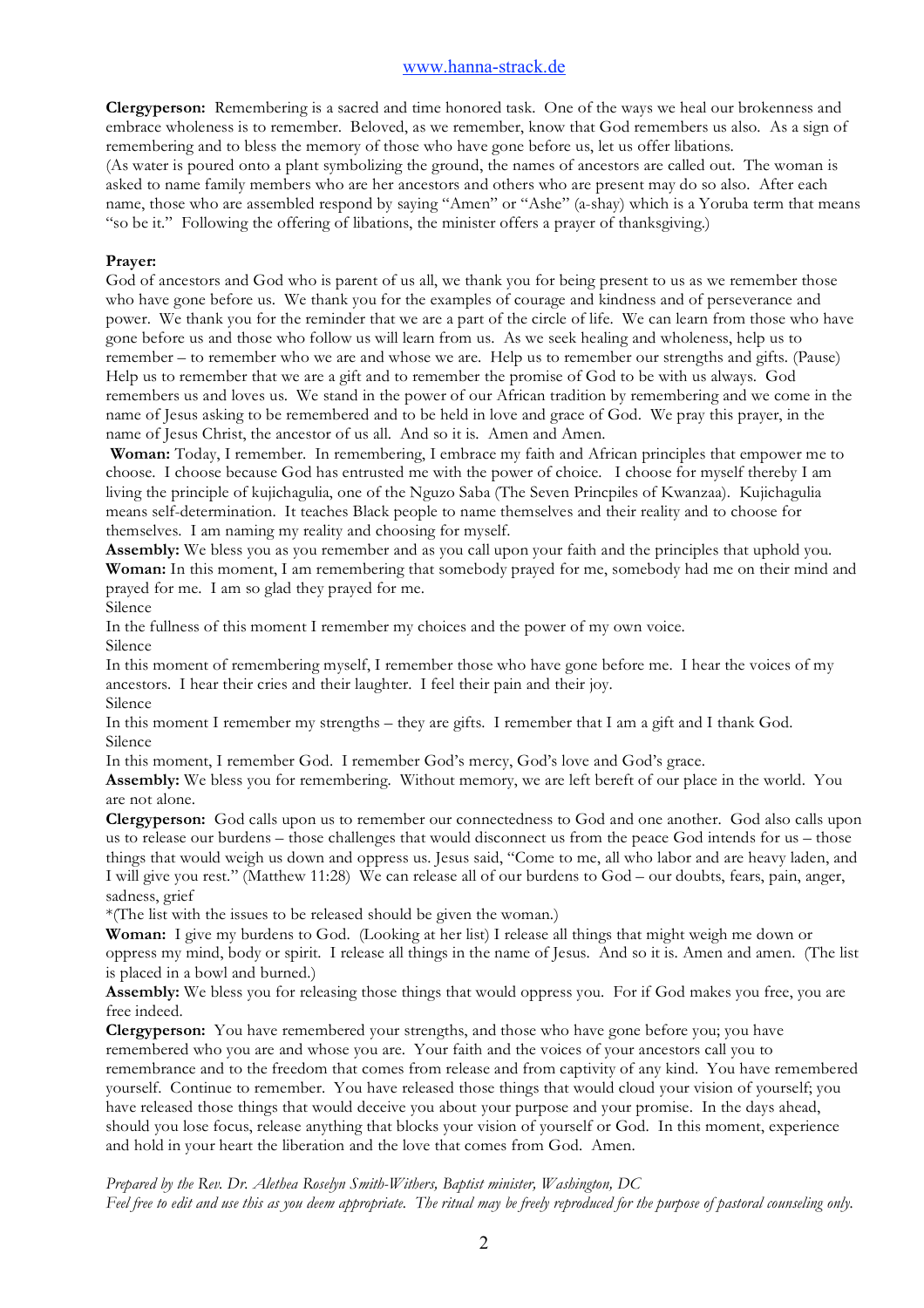**Clergyperson:** Remembering is a sacred and time honored task. One of the ways we heal our brokenness and embrace wholeness is to remember. Beloved, as we remember, know that God remembers us also. As a sign of remembering and to bless the memory of those who have gone before us, let us offer libations.
(As water is poured onto a plant symbolizing the ground, the names of ancestors are called out. The woman is asked to name family members who are her ancestors and others who are present may do so also. After each name, those who are assembled respond by saying "Amen" or "Ashe" (a-shay) which is a Yoruba term that means "so be it." Following the offering of libations, the minister offers a prayer of thanksgiving.)

**Prayer:**
God of ancestors and God who is parent of us all, we thank you for being present to us as we remember those who have gone before us. We thank you for the examples of courage and kindness and of perseverance and power. We thank you for the reminder that we are a part of the circle of life. We can learn from those who have gone before us and those who follow us will learn from us. As we seek healing and wholeness, help us to remember – to remember who we are and whose we are. Help us to remember our strengths and gifts. (Pause) Help us to remember that we are a gift and to remember the promise of God to be with us always. God remembers us and loves us. We stand in the power of our African tradition by remembering and we come in the name of Jesus asking to be remembered and to be held in love and grace of God. We pray this prayer, in the name of Jesus Christ, the ancestor of us all. And so it is. Amen and Amen.

**Woman:** Today, I remember. In remembering, I embrace my faith and African principles that empower me to choose. I choose because God has entrusted me with the power of choice. I choose for myself thereby I am living the principle of kujichagulia, one of the Nguzo Saba (The Seven Princpiles of Kwanzaa). Kujichagulia means self-determination. It teaches Black people to name themselves and their reality and to choose for themselves. I am naming my reality and choosing for myself.

**Assembly:** We bless you as you remember and as you call upon your faith and the principles that uphold you.

**Woman:** In this moment, I am remembering that somebody prayed for me, somebody had me on their mind and prayed for me. I am so glad they prayed for me.

Silence

In the fullness of this moment I remember my choices and the power of my own voice.

Silence

In this moment of remembering myself, I remember those who have gone before me. I hear the voices of my ancestors. I hear their cries and their laughter. I feel their pain and their joy.

Silence

In this moment I remember my strengths – they are gifts. I remember that I am a gift and I thank God.

Silence

In this moment, I remember God. I remember God's mercy, God's love and God's grace.

**Assembly:** We bless you for remembering. Without memory, we are left bereft of our place in the world. You are not alone.

**Clergyperson:** God calls upon us to remember our connectedness to God and one another. God also calls upon us to release our burdens – those challenges that would disconnect us from the peace God intends for us – those things that would weigh us down and oppress us. Jesus said, "Come to me, all who labor and are heavy laden, and I will give you rest." (Matthew 11:28) We can release all of our burdens to God – our doubts, fears, pain, anger, sadness, grief

*(The list with the issues to be released should be given the woman.)

**Woman:** I give my burdens to God. (Looking at her list) I release all things that might weigh me down or oppress my mind, body or spirit. I release all things in the name of Jesus. And so it is. Amen and amen. (The list is placed in a bowl and burned.)

**Assembly:** We bless you for releasing those things that would oppress you. For if God makes you free, you are free indeed.

**Clergyperson:** You have remembered your strengths, and those who have gone before you; you have remembered who you are and whose you are. Your faith and the voices of your ancestors call you to remembrance and to the freedom that comes from release and from captivity of any kind. You have remembered yourself. Continue to remember. You have released those things that would cloud your vision of yourself; you have released those things that would deceive you about your purpose and your promise. In the days ahead, should you lose focus, release anything that blocks your vision of yourself or God. In this moment, experience and hold in your heart the liberation and the love that comes from God. Amen.

*Prepared by the Rev. Dr. Alethea Roselyn Smith-Withers, Baptist minister, Washington, DC*
*Feel free to edit and use this as you deem appropriate. The ritual may be freely reproduced for the purpose of pastoral counseling only.*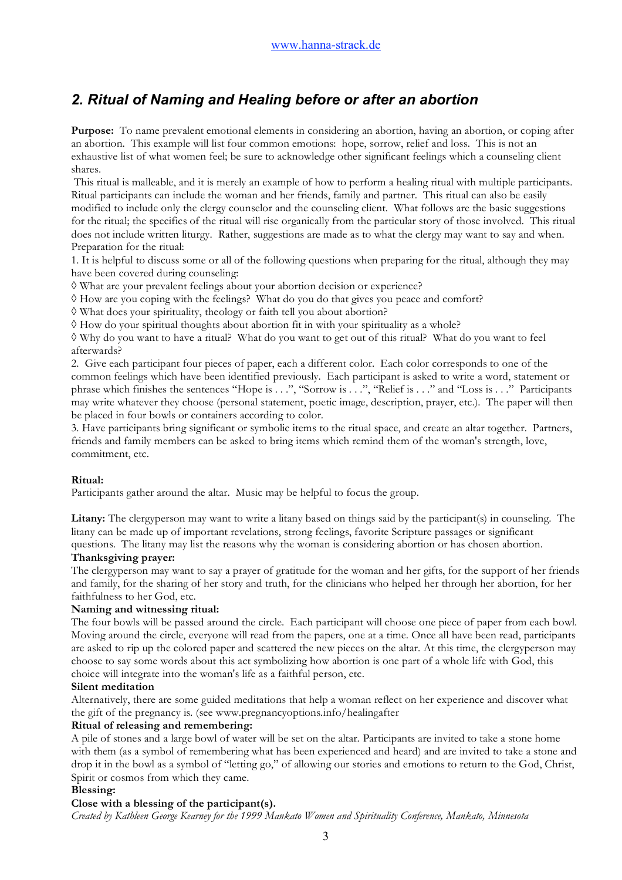## 2. Ritual of Naming and Healing before or after an abortion

**Purpose:** To name prevalent emotional elements in considering an abortion, having an abortion, or coping after an abortion. This example will list four common emotions: hope, sorrow, relief and loss. This is not an exhaustive list of what women feel; be sure to acknowledge other significant feelings which a counseling client shares.

This ritual is malleable, and it is merely an example of how to perform a healing ritual with multiple participants. Ritual participants can include the woman and her friends, family and partner. This ritual can also be easily modified to include only the clergy counselor and the counseling client. What follows are the basic suggestions for the ritual; the specifics of the ritual will rise organically from the particular story of those involved. This ritual does not include written liturgy. Rather, suggestions are made as to what the clergy may want to say and when.

Preparation for the ritual:

1. It is helpful to discuss some or all of the following questions when preparing for the ritual, although they may have been covered during counseling:

◊ What are your prevalent feelings about your abortion decision or experience?
◊ How are you coping with the feelings? What do you do that gives you peace and comfort?
◊ What does your spirituality, theology or faith tell you about abortion?
◊ How do your spiritual thoughts about abortion fit in with your spirituality as a whole?
◊ Why do you want to have a ritual? What do you want to get out of this ritual? What do you want to feel afterwards?

2. Give each participant four pieces of paper, each a different color. Each color corresponds to one of the common feelings which have been identified previously. Each participant is asked to write a word, statement or phrase which finishes the sentences "Hope is . . .", "Sorrow is . . .", "Relief is . . ." and "Loss is . . ." Participants may write whatever they choose (personal statement, poetic image, description, prayer, etc.). The paper will then be placed in four bowls or containers according to color.

3. Have participants bring significant or symbolic items to the ritual space, and create an altar together. Partners, friends and family members can be asked to bring items which remind them of the woman's strength, love, commitment, etc.

**Ritual:**

Participants gather around the altar. Music may be helpful to focus the group.

**Litany:** The clergyperson may want to write a litany based on things said by the participant(s) in counseling. The litany can be made up of important revelations, strong feelings, favorite Scripture passages or significant questions. The litany may list the reasons why the woman is considering abortion or has chosen abortion.

**Thanksgiving prayer:**

The clergyperson may want to say a prayer of gratitude for the woman and her gifts, for the support of her friends and family, for the sharing of her story and truth, for the clinicians who helped her through her abortion, for her faithfulness to her God, etc.

**Naming and witnessing ritual:**

The four bowls will be passed around the circle. Each participant will choose one piece of paper from each bowl. Moving around the circle, everyone will read from the papers, one at a time. Once all have been read, participants are asked to rip up the colored paper and scattered the new pieces on the altar. At this time, the clergyperson may choose to say some words about this act symbolizing how abortion is one part of a whole life with God, this choice will integrate into the woman's life as a faithful person, etc.

**Silent meditation**

Alternatively, there are some guided meditations that help a woman reflect on her experience and discover what the gift of the pregnancy is. (see www.pregnancyoptions.info/healingafter

**Ritual of releasing and remembering:**

A pile of stones and a large bowl of water will be set on the altar. Participants are invited to take a stone home with them (as a symbol of remembering what has been experienced and heard) and are invited to take a stone and drop it in the bowl as a symbol of "letting go," of allowing our stories and emotions to return to the God, Christ, Spirit or cosmos from which they came.

**Blessing:**

**Close with a blessing of the participant(s).**

*Created by Kathleen George Kearney for the 1999 Mankato Women and Spirituality Conference, Mankato, Minnesota*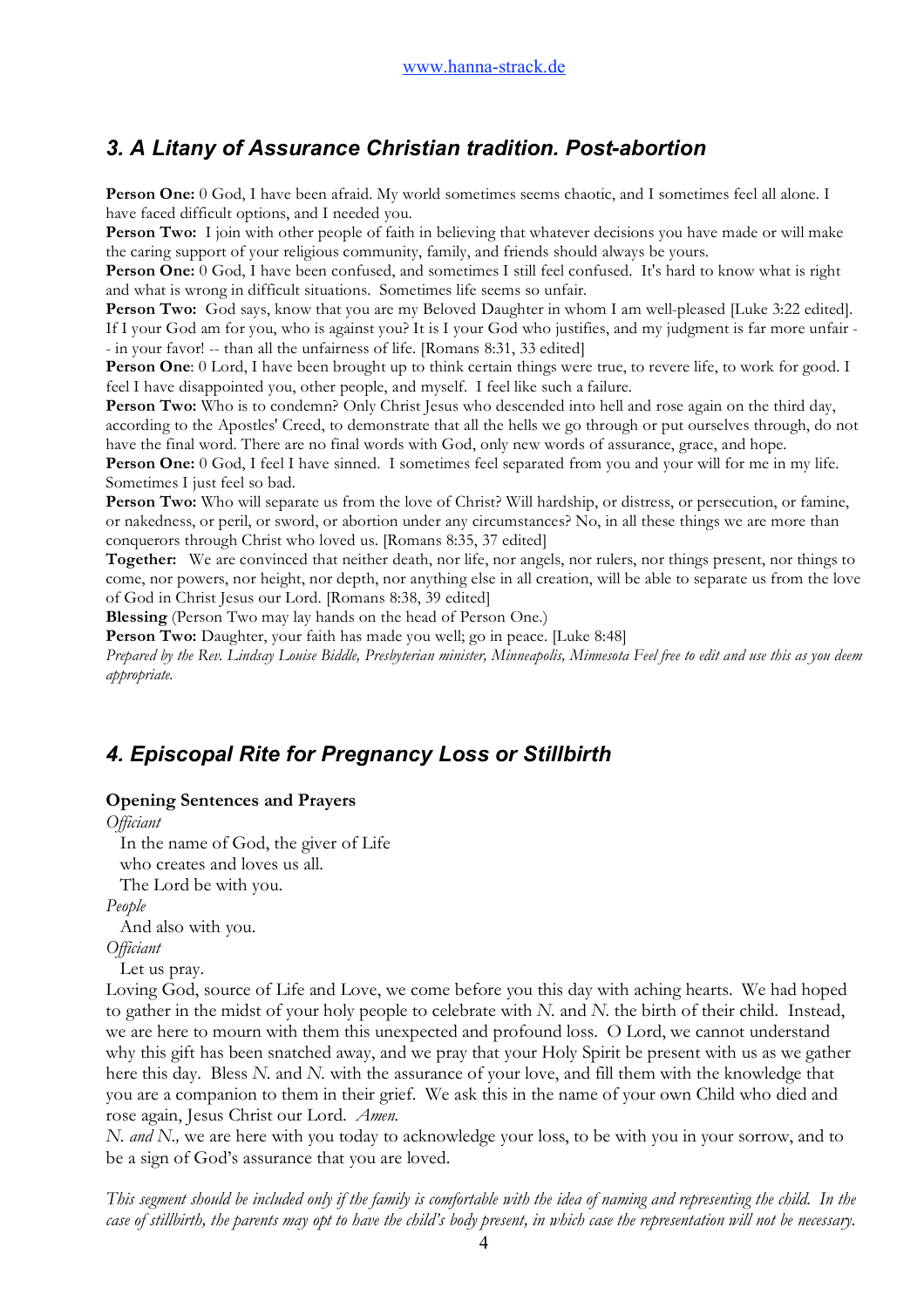## *3. A Litany of Assurance Christian tradition. Post-abortion*

**Person One:** 0 God, I have been afraid. My world sometimes seems chaotic, and I sometimes feel all alone. I have faced difficult options, and I needed you.

**Person Two:** I join with other people of faith in believing that whatever decisions you have made or will make the caring support of your religious community, family, and friends should always be yours.

**Person One:** 0 God, I have been confused, and sometimes I still feel confused. It's hard to know what is right and what is wrong in difficult situations. Sometimes life seems so unfair.

**Person Two:** God says, know that you are my Beloved Daughter in whom I am well-pleased [Luke 3:22 edited]. If I your God am for you, who is against you? It is I your God who justifies, and my judgment is far more unfair -- in your favor! -- than all the unfairness of life. [Romans 8:31, 33 edited]

**Person One**: 0 Lord, I have been brought up to think certain things were true, to revere life, to work for good. I feel I have disappointed you, other people, and myself. I feel like such a failure.

**Person Two:** Who is to condemn? Only Christ Jesus who descended into hell and rose again on the third day, according to the Apostles' Creed, to demonstrate that all the hells we go through or put ourselves through, do not have the final word. There are no final words with God, only new words of assurance, grace, and hope.

**Person One:** 0 God, I feel I have sinned. I sometimes feel separated from you and your will for me in my life. Sometimes I just feel so bad.

**Person Two:** Who will separate us from the love of Christ? Will hardship, or distress, or persecution, or famine, or nakedness, or peril, or sword, or abortion under any circumstances? No, in all these things we are more than conquerors through Christ who loved us. [Romans 8:35, 37 edited]

**Together:** We are convinced that neither death, nor life, nor angels, nor rulers, nor things present, nor things to come, nor powers, nor height, nor depth, nor anything else in all creation, will be able to separate us from the love of God in Christ Jesus our Lord. [Romans 8:38, 39 edited]

**Blessing** (Person Two may lay hands on the head of Person One.)

**Person Two:** Daughter, your faith has made you well; go in peace. [Luke 8:48]

*Prepared by the Rev. Lindsay Louise Biddle, Presbyterian minister, Minneapolis, Minnesota Feel free to edit and use this as you deem appropriate.*

## *4. Episcopal Rite for Pregnancy Loss or Stillbirth*

### Opening Sentences and Prayers

*Officiant*

In the name of God, the giver of Life
who creates and loves us all.
The Lord be with you.

*People*

And also with you.

*Officiant*

Let us pray.

Loving God, source of Life and Love, we come before you this day with aching hearts. We had hoped to gather in the midst of your holy people to celebrate with *N.* and *N.* the birth of their child. Instead, we are here to mourn with them this unexpected and profound loss. O Lord, we cannot understand why this gift has been snatched away, and we pray that your Holy Spirit be present with us as we gather here this day. Bless *N.* and *N.* with the assurance of your love, and fill them with the knowledge that you are a companion to them in their grief. We ask this in the name of your own Child who died and rose again, Jesus Christ our Lord. *Amen.*

*N. and N.,* we are here with you today to acknowledge your loss, to be with you in your sorrow, and to be a sign of God's assurance that you are loved.

*This segment should be included only if the family is comfortable with the idea of naming and representing the child. In the case of stillbirth, the parents may opt to have the child's body present, in which case the representation will not be necessary.*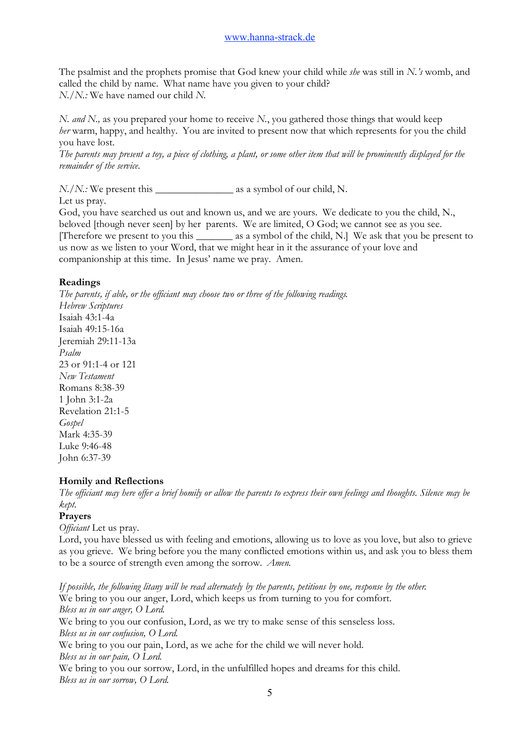The psalmist and the prophets promise that God knew your child while *she* was still in *N.'s* womb, and called the child by name. What name have you given to your child?
*N./N.:* We have named our child *N.*

*N. and N.,* as you prepared your home to receive *N.*, you gathered those things that would keep *her* warm, happy, and healthy. You are invited to present now that which represents for you the child you have lost.
*The parents may present a toy, a piece of clothing, a plant, or some other item that will be prominently displayed for the remainder of the service.*

*N./N.:* We present this _______________ as a symbol of our child, N.
Let us pray.
God, you have searched us out and known us, and we are yours. We dedicate to you the child, N., beloved [though never seen] by her parents. We are limited, O God; we cannot see as you see. [Therefore we present to you this _______ as a symbol of the child, N.] We ask that you be present to us now as we listen to your Word, that we might hear in it the assurance of your love and companionship at this time. In Jesus' name we pray. Amen.

**Readings**
*The parents, if able, or the officiant may choose two or three of the following readings.*
*Hebrew Scriptures*
Isaiah 43:1-4a
Isaiah 49:15-16a
Jeremiah 29:11-13a
*Psalm*
23 or 91:1-4 or 121
*New Testament*
Romans 8:38-39
1 John 3:1-2a
Revelation 21:1-5
*Gospel*
Mark 4:35-39
Luke 9:46-48
John 6:37-39

**Homily and Reflections**
*The officiant may here offer a brief homily or allow the parents to express their own feelings and thoughts. Silence may be kept.*
**Prayers**
*Officiant* Let us pray.
Lord, you have blessed us with feeling and emotions, allowing us to love as you love, but also to grieve as you grieve. We bring before you the many conflicted emotions within us, and ask you to bless them to be a source of strength even among the sorrow. *Amen.*

*If possible, the following litany will be read alternately by the parents, petitions by one, response by the other.*
We bring to you our anger, Lord, which keeps us from turning to you for comfort.
*Bless us in our anger, O Lord.*
We bring to you our confusion, Lord, as we try to make sense of this senseless loss.
*Bless us in our confusion, O Lord.*
We bring to you our pain, Lord, as we ache for the child we will never hold.
*Bless us in our pain, O Lord.*
We bring to you our sorrow, Lord, in the unfulfilled hopes and dreams for this child.
*Bless us in our sorrow, O Lord.*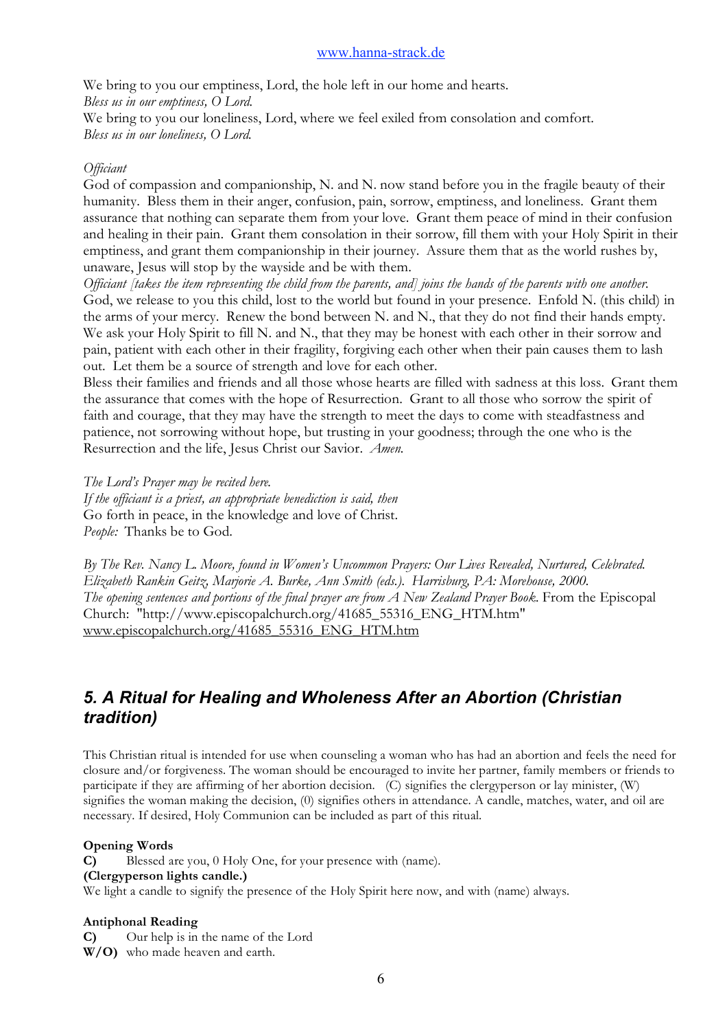We bring to you our emptiness, Lord, the hole left in our home and hearts.
*Bless us in our emptiness, O Lord.*
We bring to you our loneliness, Lord, where we feel exiled from consolation and comfort.
*Bless us in our loneliness, O Lord.*

*Officiant*
God of compassion and companionship, N. and N. now stand before you in the fragile beauty of their humanity. Bless them in their anger, confusion, pain, sorrow, emptiness, and loneliness. Grant them assurance that nothing can separate them from your love. Grant them peace of mind in their confusion and healing in their pain. Grant them consolation in their sorrow, fill them with your Holy Spirit in their emptiness, and grant them companionship in their journey. Assure them that as the world rushes by, unaware, Jesus will stop by the wayside and be with them.
*Officiant [takes the item representing the child from the parents, and] joins the hands of the parents with one another.*
God, we release to you this child, lost to the world but found in your presence. Enfold N. (this child) in the arms of your mercy. Renew the bond between N. and N., that they do not find their hands empty. We ask your Holy Spirit to fill N. and N., that they may be honest with each other in their sorrow and pain, patient with each other in their fragility, forgiving each other when their pain causes them to lash out. Let them be a source of strength and love for each other.
Bless their families and friends and all those whose hearts are filled with sadness at this loss. Grant them the assurance that comes with the hope of Resurrection. Grant to all those who sorrow the spirit of faith and courage, that they may have the strength to meet the days to come with steadfastness and patience, not sorrowing without hope, but trusting in your goodness; through the one who is the Resurrection and the life, Jesus Christ our Savior. *Amen.*

*The Lord's Prayer may be recited here.*
*If the officiant is a priest, an appropriate benediction is said, then*
Go forth in peace, in the knowledge and love of Christ.
*People:* Thanks be to God.

*By The Rev. Nancy L. Moore, found in Women's Uncommon Prayers: Our Lives Revealed, Nurtured, Celebrated. Elizabeth Rankin Geitz, Marjorie A. Burke, Ann Smith (eds.). Harrisburg, PA: Morehouse, 2000.*
*The opening sentences and portions of the final prayer are from A New Zealand Prayer Book.* From the Episcopal Church: "http://www.episcopalchurch.org/41685_55316_ENG_HTM.htm" www.episcopalchurch.org/41685_55316_ENG_HTM.htm

## *5. A Ritual for Healing and Wholeness After an Abortion (Christian tradition)*

This Christian ritual is intended for use when counseling a woman who has had an abortion and feels the need for closure and/or forgiveness. The woman should be encouraged to invite her partner, family members or friends to participate if they are affirming of her abortion decision. (C) signifies the clergyperson or lay minister, (W) signifies the woman making the decision, (0) signifies others in attendance. A candle, matches, water, and oil are necessary. If desired, Holy Communion can be included as part of this ritual.

**Opening Words**
**C)** Blessed are you, 0 Holy One, for your presence with (name).
**(Clergyperson lights candle.)**
We light a candle to signify the presence of the Holy Spirit here now, and with (name) always.

**Antiphonal Reading**
**C)** Our help is in the name of the Lord
**W/O)** who made heaven and earth.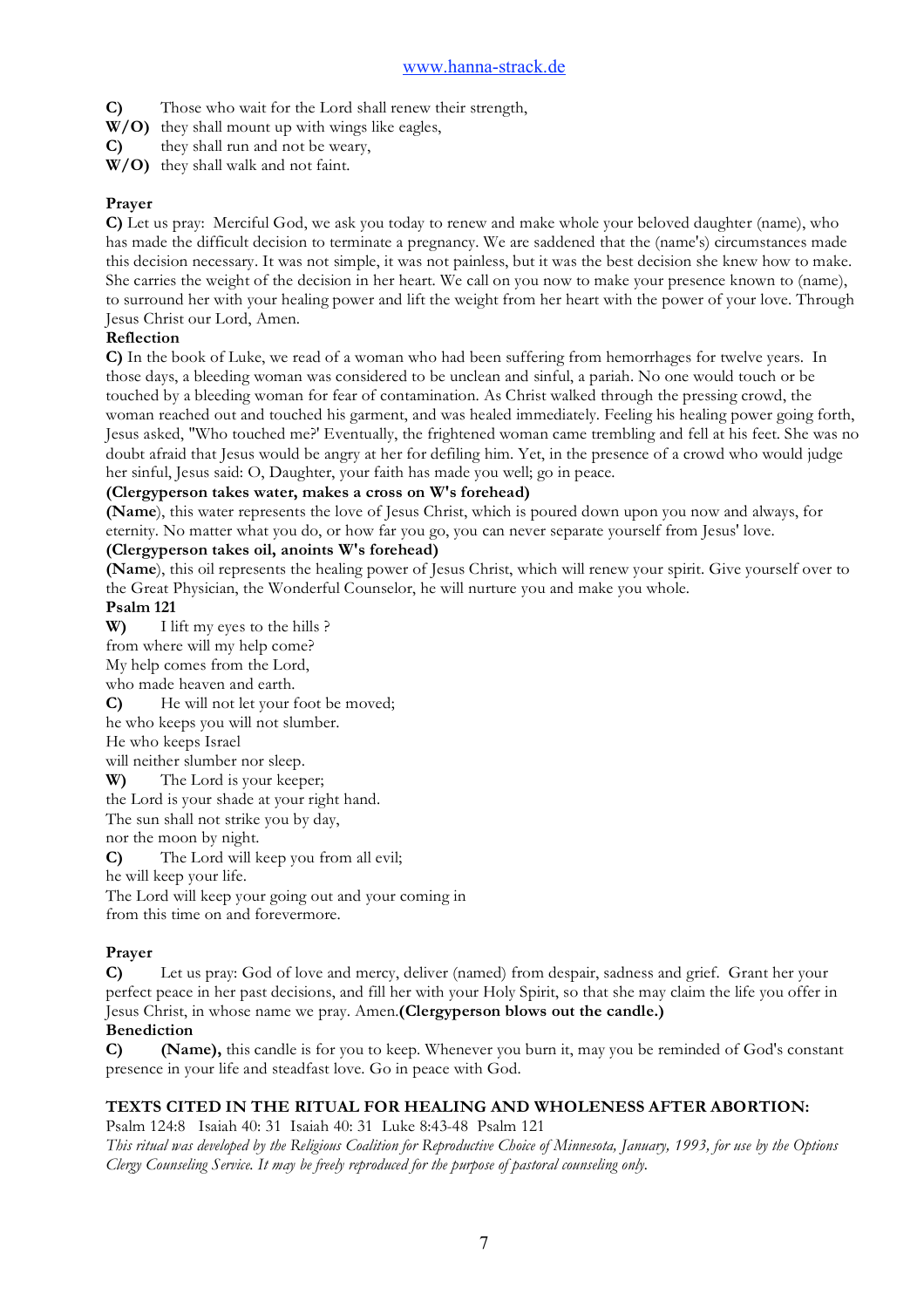**C)** Those who wait for the Lord shall renew their strength,
**W/O)** they shall mount up with wings like eagles,
**C)** they shall run and not be weary,
**W/O)** they shall walk and not faint.

**Prayer**

**C)** Let us pray: Merciful God, we ask you today to renew and make whole your beloved daughter (name), who has made the difficult decision to terminate a pregnancy. We are saddened that the (name's) circumstances made this decision necessary. It was not simple, it was not painless, but it was the best decision she knew how to make. She carries the weight of the decision in her heart. We call on you now to make your presence known to (name), to surround her with your healing power and lift the weight from her heart with the power of your love. Through Jesus Christ our Lord, Amen.

**Reflection**

**C)** In the book of Luke, we read of a woman who had been suffering from hemorrhages for twelve years. In those days, a bleeding woman was considered to be unclean and sinful, a pariah. No one would touch or be touched by a bleeding woman for fear of contamination. As Christ walked through the pressing crowd, the woman reached out and touched his garment, and was healed immediately. Feeling his healing power going forth, Jesus asked, "Who touched me?' Eventually, the frightened woman came trembling and fell at his feet. She was no doubt afraid that Jesus would be angry at her for defiling him. Yet, in the presence of a crowd who would judge her sinful, Jesus said: O, Daughter, your faith has made you well; go in peace.

**(Clergyperson takes water, makes a cross on W's forehead)**

**(Name**), this water represents the love of Jesus Christ, which is poured down upon you now and always, for eternity. No matter what you do, or how far you go, you can never separate yourself from Jesus' love.

**(Clergyperson takes oil, anoints W's forehead)**

**(Name**), this oil represents the healing power of Jesus Christ, which will renew your spirit. Give yourself over to the Great Physician, the Wonderful Counselor, he will nurture you and make you whole.

**Psalm 121**

**W)** I lift my eyes to the hills ?
from where will my help come?
My help comes from the Lord,
who made heaven and earth.
**C)** He will not let your foot be moved;
he who keeps you will not slumber.
He who keeps Israel
will neither slumber nor sleep.
**W)** The Lord is your keeper;
the Lord is your shade at your right hand.
The sun shall not strike you by day,
nor the moon by night.
**C)** The Lord will keep you from all evil;
he will keep your life.
The Lord will keep your going out and your coming in
from this time on and forevermore.

**Prayer**

**C)** Let us pray: God of love and mercy, deliver (named) from despair, sadness and grief. Grant her your perfect peace in her past decisions, and fill her with your Holy Spirit, so that she may claim the life you offer in Jesus Christ, in whose name we pray. Amen.**(Clergyperson blows out the candle.)**

**Benediction**

**C)** **(Name),** this candle is for you to keep. Whenever you burn it, may you be reminded of God's constant presence in your life and steadfast love. Go in peace with God.

**TEXTS CITED IN THE RITUAL FOR HEALING AND WHOLENESS AFTER ABORTION:**

Psalm 124:8 Isaiah 40: 31 Isaiah 40: 31 Luke 8:43-48 Psalm 121

*This ritual was developed by the Religious Coalition for Reproductive Choice of Minnesota, January, 1993, for use by the Options Clergy Counseling Service. It may be freely reproduced for the purpose of pastoral counseling only.*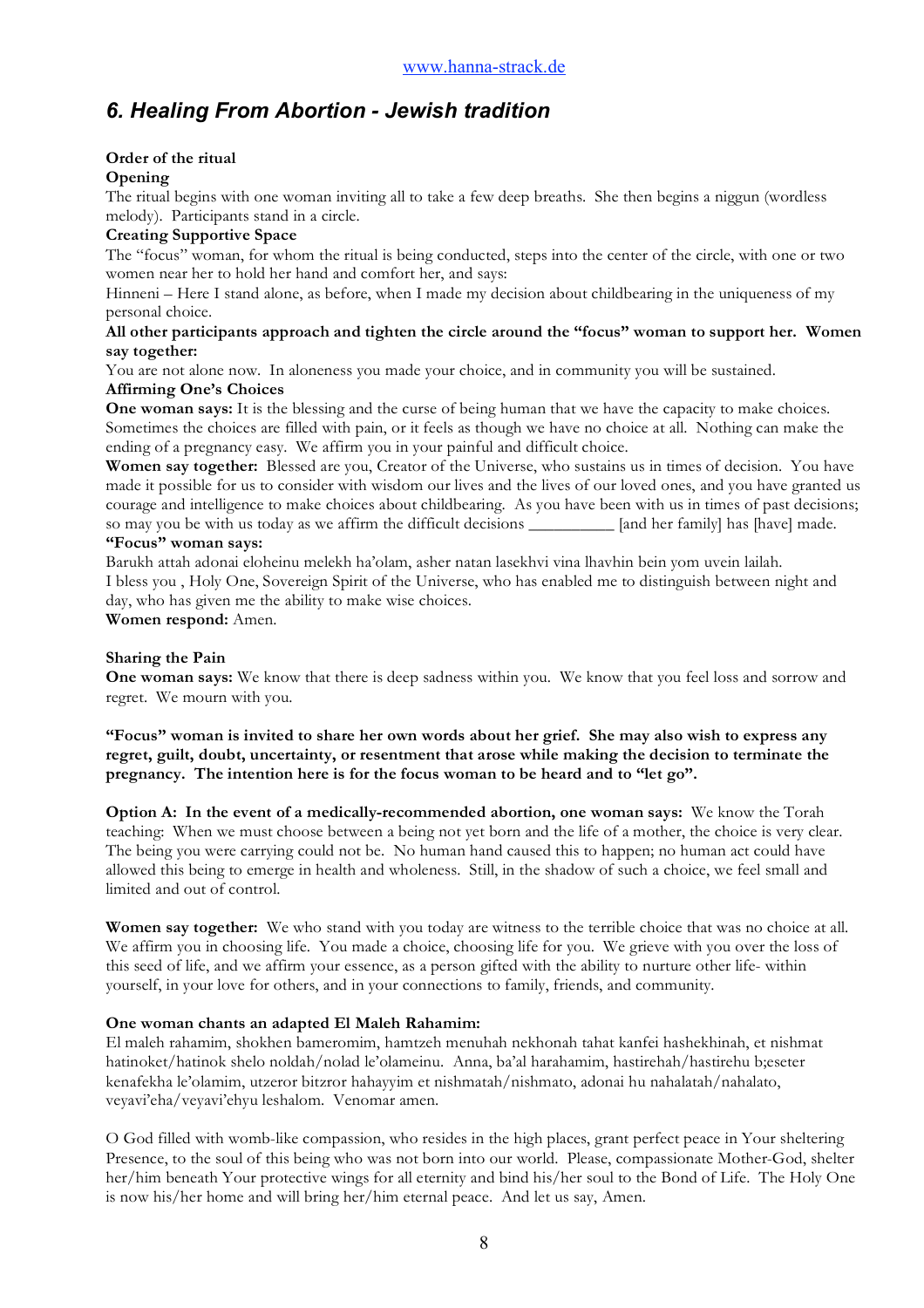## *6. Healing From Abortion - Jewish tradition*

**Order of the ritual**

**Opening**

The ritual begins with one woman inviting all to take a few deep breaths. She then begins a niggun (wordless melody). Participants stand in a circle.

**Creating Supportive Space**

The "focus" woman, for whom the ritual is being conducted, steps into the center of the circle, with one or two women near her to hold her hand and comfort her, and says:

Hinneni – Here I stand alone, as before, when I made my decision about childbearing in the uniqueness of my personal choice.

**All other participants approach and tighten the circle around the "focus" woman to support her. Women say together:**

You are not alone now. In aloneness you made your choice, and in community you will be sustained.

**Affirming One's Choices**

**One woman says:** It is the blessing and the curse of being human that we have the capacity to make choices. Sometimes the choices are filled with pain, or it feels as though we have no choice at all. Nothing can make the ending of a pregnancy easy. We affirm you in your painful and difficult choice.

**Women say together:** Blessed are you, Creator of the Universe, who sustains us in times of decision. You have made it possible for us to consider with wisdom our lives and the lives of our loved ones, and you have granted us courage and intelligence to make choices about childbearing. As you have been with us in times of past decisions; so may you be with us today as we affirm the difficult decisions __________ [and her family] has [have] made.

**"Focus" woman says:**

Barukh attah adonai eloheinu melekh ha'olam, asher natan lasekhvi vina lhavhin bein yom uvein lailah.

I bless you , Holy One, Sovereign Spirit of the Universe, who has enabled me to distinguish between night and day, who has given me the ability to make wise choices.

**Women respond:** Amen.

**Sharing the Pain**

**One woman says:** We know that there is deep sadness within you. We know that you feel loss and sorrow and regret. We mourn with you.

**"Focus" woman is invited to share her own words about her grief. She may also wish to express any regret, guilt, doubt, uncertainty, or resentment that arose while making the decision to terminate the pregnancy. The intention here is for the focus woman to be heard and to "let go".**

**Option A: In the event of a medically-recommended abortion, one woman says:** We know the Torah teaching: When we must choose between a being not yet born and the life of a mother, the choice is very clear. The being you were carrying could not be. No human hand caused this to happen; no human act could have allowed this being to emerge in health and wholeness. Still, in the shadow of such a choice, we feel small and limited and out of control.

**Women say together:** We who stand with you today are witness to the terrible choice that was no choice at all. We affirm you in choosing life. You made a choice, choosing life for you. We grieve with you over the loss of this seed of life, and we affirm your essence, as a person gifted with the ability to nurture other life- within yourself, in your love for others, and in your connections to family, friends, and community.

**One woman chants an adapted El Maleh Rahamim:**

El maleh rahamim, shokhen bameromim, hamtzeh menuhah nekhonah tahat kanfei hashekhinah, et nishmat hatinoket/hatinok shelo noldah/nolad le'olameinu. Anna, ba'al harahamim, hastirehah/hastirehu b;eseter kenafekha le'olamim, utzeror bitzror hahayyim et nishmatah/nishmato, adonai hu nahalatah/nahalato, veyavi'eha/veyavi'ehyu leshalom. Venomar amen.

O God filled with womb-like compassion, who resides in the high places, grant perfect peace in Your sheltering Presence, to the soul of this being who was not born into our world. Please, compassionate Mother-God, shelter her/him beneath Your protective wings for all eternity and bind his/her soul to the Bond of Life. The Holy One is now his/her home and will bring her/him eternal peace. And let us say, Amen.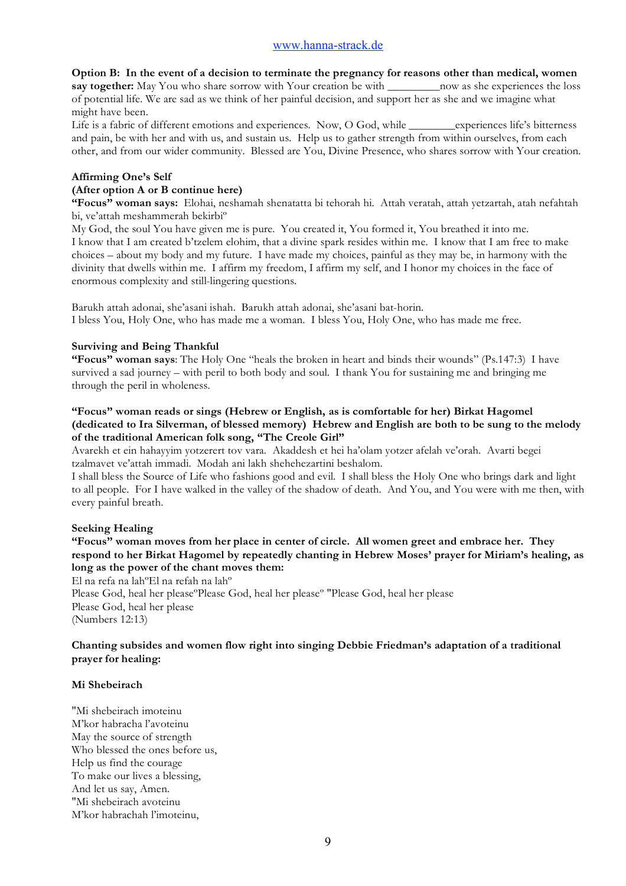**Option B: In the event of a decision to terminate the pregnancy for reasons other than medical, women say together:** May You who share sorrow with Your creation be with _________now as she experiences the loss of potential life. We are sad as we think of her painful decision, and support her as she and we imagine what might have been.

Life is a fabric of different emotions and experiences. Now, O God, while ________experiences life's bitterness and pain, be with her and with us, and sustain us. Help us to gather strength from within ourselves, from each other, and from our wider community. Blessed are You, Divine Presence, who shares sorrow with Your creation.

**Affirming One's Self**

**(After option A or B continue here)**

**"Focus" woman says:** Elohai, neshamah shenatatta bi tehorah hi. Attah veratah, attah yetzartah, atah nefahtah bi, ve'attah meshammerah bekirbiº

My God, the soul You have given me is pure. You created it, You formed it, You breathed it into me. I know that I am created b'tzelem elohim, that a divine spark resides within me. I know that I am free to make choices – about my body and my future. I have made my choices, painful as they may be, in harmony with the divinity that dwells within me. I affirm my freedom, I affirm my self, and I honor my choices in the face of enormous complexity and still-lingering questions.

Barukh attah adonai, she'asani ishah. Barukh attah adonai, she'asani bat-horin.

I bless You, Holy One, who has made me a woman. I bless You, Holy One, who has made me free.

**Surviving and Being Thankful**

**"Focus" woman says**: The Holy One "heals the broken in heart and binds their wounds" (Ps.147:3) I have survived a sad journey – with peril to both body and soul. I thank You for sustaining me and bringing me through the peril in wholeness.

**"Focus" woman reads or sings (Hebrew or English, as is comfortable for her) Birkat Hagomel (dedicated to Ira Silverman, of blessed memory) Hebrew and English are both to be sung to the melody of the traditional American folk song, "The Creole Girl"**

Avarekh et ein hahayyim yotzerert tov vara. Akaddesh et hei ha'olam yotzer afelah ve'orah. Avarti begei tzalmavet ve'attah immadi. Modah ani lakh shehehezartini beshalom.

I shall bless the Source of Life who fashions good and evil. I shall bless the Holy One who brings dark and light to all people. For I have walked in the valley of the shadow of death. And You, and You were with me then, with every painful breath.

**Seeking Healing**

**"Focus" woman moves from her place in center of circle. All women greet and embrace her. They respond to her Birkat Hagomel by repeatedly chanting in Hebrew Moses' prayer for Miriam's healing, as long as the power of the chant moves them:**

El na refa na lahºEl na refah na lahº

Please God, heal her pleaseºPlease God, heal her pleaseº "Please God, heal her please

Please God, heal her please

(Numbers 12:13)

**Chanting subsides and women flow right into singing Debbie Friedman's adaptation of a traditional prayer for healing:**

**Mi Shebeirach**

"Mi shebeirach imoteinu
M'kor habracha l'avoteinu
May the source of strength
Who blessed the ones before us,
Help us find the courage
To make our lives a blessing,
And let us say, Amen.
"Mi shebeirach avoteinu
M'kor habrachah l'imoteinu,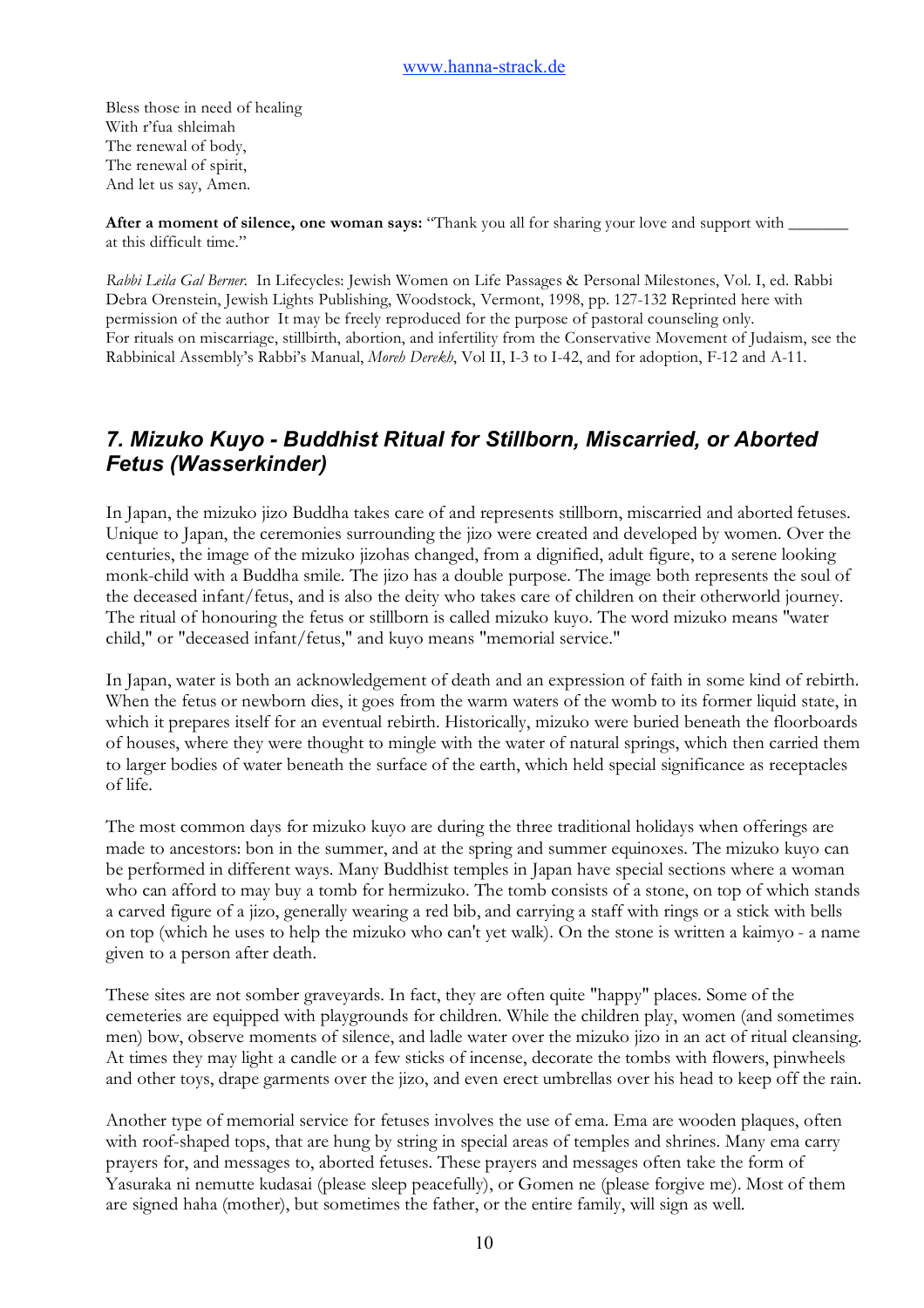Bless those in need of healing  
With r'fua shleimah  
The renewal of body,  
The renewal of spirit,  
And let us say, Amen.

**After a moment of silence, one woman says:** "Thank you all for sharing your love and support with _______ at this difficult time."

*Rabbi Leila Gal Berner.* In Lifecycles: Jewish Women on Life Passages & Personal Milestones, Vol. I, ed. Rabbi Debra Orenstein, Jewish Lights Publishing, Woodstock, Vermont, 1998, pp. 127-132 Reprinted here with permission of the author It may be freely reproduced for the purpose of pastoral counseling only.  
For rituals on miscarriage, stillbirth, abortion, and infertility from the Conservative Movement of Judaism, see the Rabbinical Assembly's Rabbi's Manual, *Moreh Derekh*, Vol II, I-3 to I-42, and for adoption, F-12 and A-11.

## 7. Mizuko Kuyo - Buddhist Ritual for Stillborn, Miscarried, or Aborted Fetus (Wasserkinder)

In Japan, the mizuko jizo Buddha takes care of and represents stillborn, miscarried and aborted fetuses. Unique to Japan, the ceremonies surrounding the jizo were created and developed by women. Over the centuries, the image of the mizuko jizohas changed, from a dignified, adult figure, to a serene looking monk-child with a Buddha smile. The jizo has a double purpose. The image both represents the soul of the deceased infant/fetus, and is also the deity who takes care of children on their otherworld journey. The ritual of honouring the fetus or stillborn is called mizuko kuyo. The word mizuko means "water child," or "deceased infant/fetus," and kuyo means "memorial service."

In Japan, water is both an acknowledgement of death and an expression of faith in some kind of rebirth. When the fetus or newborn dies, it goes from the warm waters of the womb to its former liquid state, in which it prepares itself for an eventual rebirth. Historically, mizuko were buried beneath the floorboards of houses, where they were thought to mingle with the water of natural springs, which then carried them to larger bodies of water beneath the surface of the earth, which held special significance as receptacles of life.

The most common days for mizuko kuyo are during the three traditional holidays when offerings are made to ancestors: bon in the summer, and at the spring and summer equinoxes. The mizuko kuyo can be performed in different ways. Many Buddhist temples in Japan have special sections where a woman who can afford to may buy a tomb for hermizuko. The tomb consists of a stone, on top of which stands a carved figure of a jizo, generally wearing a red bib, and carrying a staff with rings or a stick with bells on top (which he uses to help the mizuko who can't yet walk). On the stone is written a kaimyo - a name given to a person after death.

These sites are not somber graveyards. In fact, they are often quite "happy" places. Some of the cemeteries are equipped with playgrounds for children. While the children play, women (and sometimes men) bow, observe moments of silence, and ladle water over the mizuko jizo in an act of ritual cleansing. At times they may light a candle or a few sticks of incense, decorate the tombs with flowers, pinwheels and other toys, drape garments over the jizo, and even erect umbrellas over his head to keep off the rain.

Another type of memorial service for fetuses involves the use of ema. Ema are wooden plaques, often with roof-shaped tops, that are hung by string in special areas of temples and shrines. Many ema carry prayers for, and messages to, aborted fetuses. These prayers and messages often take the form of Yasuraka ni nemutte kudasai (please sleep peacefully), or Gomen ne (please forgive me). Most of them are signed haha (mother), but sometimes the father, or the entire family, will sign as well.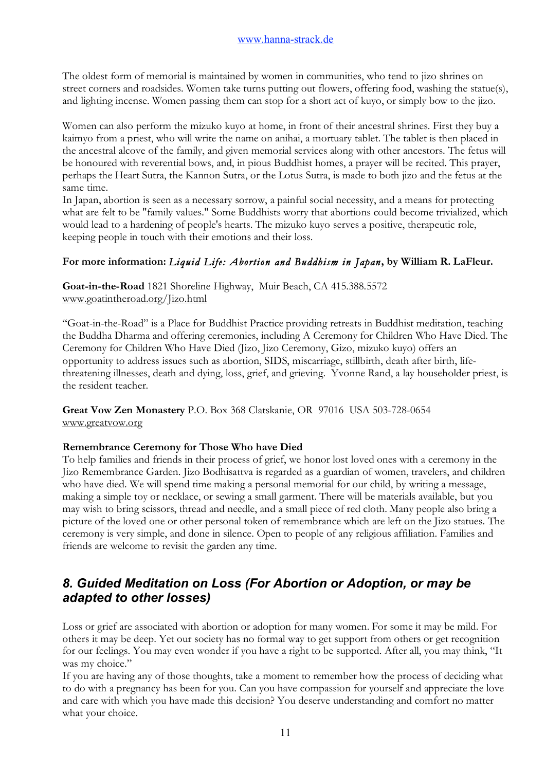The oldest form of memorial is maintained by women in communities, who tend to jizo shrines on street corners and roadsides. Women take turns putting out flowers, offering food, washing the statue(s), and lighting incense. Women passing them can stop for a short act of kuyo, or simply bow to the jizo.

Women can also perform the mizuko kuyo at home, in front of their ancestral shrines. First they buy a kaimyo from a priest, who will write the name on anihai, a mortuary tablet. The tablet is then placed in the ancestral alcove of the family, and given memorial services along with other ancestors. The fetus will be honoured with reverential bows, and, in pious Buddhist homes, a prayer will be recited. This prayer, perhaps the Heart Sutra, the Kannon Sutra, or the Lotus Sutra, is made to both jizo and the fetus at the same time.

In Japan, abortion is seen as a necessary sorrow, a painful social necessity, and a means for protecting what are felt to be "family values." Some Buddhists worry that abortions could become trivialized, which would lead to a hardening of people's hearts. The mizuko kuyo serves a positive, therapeutic role, keeping people in touch with their emotions and their loss.

**For more information: *Liquid Life: Abortion and Buddhism in Japan*, by William R. LaFleur.**

**Goat-in-the-Road** 1821 Shoreline Highway, Muir Beach, CA 415.388.5572
www.goatintheroad.org/Jizo.html

"Goat-in-the-Road" is a Place for Buddhist Practice providing retreats in Buddhist meditation, teaching the Buddha Dharma and offering ceremonies, including A Ceremony for Children Who Have Died. The Ceremony for Children Who Have Died (Jizo, Jizo Ceremony, Gizo, mizuko kuyo) offers an opportunity to address issues such as abortion, SIDS, miscarriage, stillbirth, death after birth, life-threatening illnesses, death and dying, loss, grief, and grieving. Yvonne Rand, a lay householder priest, is the resident teacher.

**Great Vow Zen Monastery** P.O. Box 368 Clatskanie, OR 97016 USA 503-728-0654
www.greatvow.org

**Remembrance Ceremony for Those Who have Died**

To help families and friends in their process of grief, we honor lost loved ones with a ceremony in the Jizo Remembrance Garden. Jizo Bodhisattva is regarded as a guardian of women, travelers, and children who have died. We will spend time making a personal memorial for our child, by writing a message, making a simple toy or necklace, or sewing a small garment. There will be materials available, but you may wish to bring scissors, thread and needle, and a small piece of red cloth. Many people also bring a picture of the loved one or other personal token of remembrance which are left on the Jizo statues. The ceremony is very simple, and done in silence. Open to people of any religious affiliation. Families and friends are welcome to revisit the garden any time.

## *8. Guided Meditation on Loss (For Abortion or Adoption, or may be adapted to other losses)*

Loss or grief are associated with abortion or adoption for many women. For some it may be mild. For others it may be deep. Yet our society has no formal way to get support from others or get recognition for our feelings. You may even wonder if you have a right to be supported. After all, you may think, "It was my choice."

If you are having any of those thoughts, take a moment to remember how the process of deciding what to do with a pregnancy has been for you. Can you have compassion for yourself and appreciate the love and care with which you have made this decision? You deserve understanding and comfort no matter what your choice.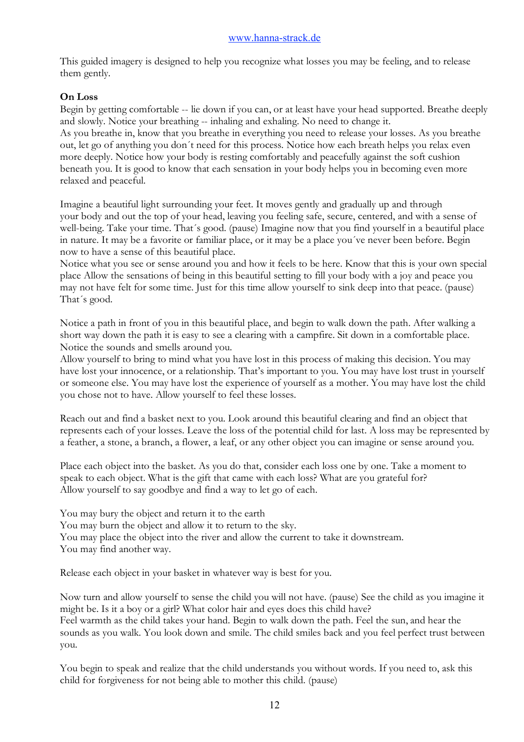This guided imagery is designed to help you recognize what losses you may be feeling, and to release them gently.

**On Loss**

Begin by getting comfortable -- lie down if you can, or at least have your head supported. Breathe deeply and slowly. Notice your breathing -- inhaling and exhaling. No need to change it.

As you breathe in, know that you breathe in everything you need to release your losses. As you breathe out, let go of anything you don´t need for this process. Notice how each breath helps you relax even more deeply. Notice how your body is resting comfortably and peacefully against the soft cushion beneath you. It is good to know that each sensation in your body helps you in becoming even more relaxed and peaceful.

Imagine a beautiful light surrounding your feet. It moves gently and gradually up and through your body and out the top of your head, leaving you feeling safe, secure, centered, and with a sense of well-being. Take your time. That´s good. (pause) Imagine now that you find yourself in a beautiful place in nature. It may be a favorite or familiar place, or it may be a place you´ve never been before. Begin now to have a sense of this beautiful place.

Notice what you see or sense around you and how it feels to be here. Know that this is your own special place Allow the sensations of being in this beautiful setting to fill your body with a joy and peace you may not have felt for some time. Just for this time allow yourself to sink deep into that peace. (pause) That´s good.

Notice a path in front of you in this beautiful place, and begin to walk down the path. After walking a short way down the path it is easy to see a clearing with a campfire. Sit down in a comfortable place. Notice the sounds and smells around you.

Allow yourself to bring to mind what you have lost in this process of making this decision. You may have lost your innocence, or a relationship. That's important to you. You may have lost trust in yourself or someone else. You may have lost the experience of yourself as a mother. You may have lost the child you chose not to have. Allow yourself to feel these losses.

Reach out and find a basket next to you. Look around this beautiful clearing and find an object that represents each of your losses. Leave the loss of the potential child for last. A loss may be represented by a feather, a stone, a branch, a flower, a leaf, or any other object you can imagine or sense around you.

Place each object into the basket. As you do that, consider each loss one by one. Take a moment to speak to each object. What is the gift that came with each loss? What are you grateful for?

Allow yourself to say goodbye and find a way to let go of each.

You may bury the object and return it to the earth
You may burn the object and allow it to return to the sky.
You may place the object into the river and allow the current to take it downstream.
You may find another way.

Release each object in your basket in whatever way is best for you.

Now turn and allow yourself to sense the child you will not have. (pause) See the child as you imagine it might be. Is it a boy or a girl? What color hair and eyes does this child have?

Feel warmth as the child takes your hand. Begin to walk down the path. Feel the sun, and hear the sounds as you walk. You look down and smile. The child smiles back and you feel perfect trust between you.

You begin to speak and realize that the child understands you without words. If you need to, ask this child for forgiveness for not being able to mother this child. (pause)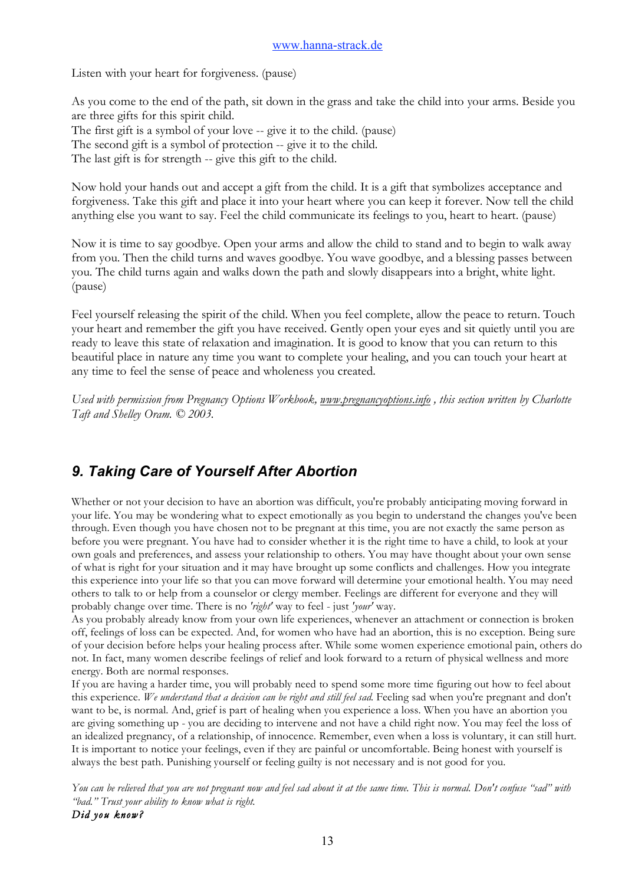Listen with your heart for forgiveness. (pause)

As you come to the end of the path, sit down in the grass and take the child into your arms. Beside you are three gifts for this spirit child.
The first gift is a symbol of your love -- give it to the child. (pause)
The second gift is a symbol of protection -- give it to the child.
The last gift is for strength -- give this gift to the child.

Now hold your hands out and accept a gift from the child. It is a gift that symbolizes acceptance and forgiveness. Take this gift and place it into your heart where you can keep it forever. Now tell the child anything else you want to say. Feel the child communicate its feelings to you, heart to heart. (pause)

Now it is time to say goodbye. Open your arms and allow the child to stand and to begin to walk away from you. Then the child turns and waves goodbye. You wave goodbye, and a blessing passes between you. The child turns again and walks down the path and slowly disappears into a bright, white light. (pause)

Feel yourself releasing the spirit of the child. When you feel complete, allow the peace to return. Touch your heart and remember the gift you have received. Gently open your eyes and sit quietly until you are ready to leave this state of relaxation and imagination. It is good to know that you can return to this beautiful place in nature any time you want to complete your healing, and you can touch your heart at any time to feel the sense of peace and wholeness you created.

*Used with permission from Pregnancy Options Workbook, www.pregnancyoptions.info , this section written by Charlotte Taft and Shelley Oram. © 2003.*

## 9. Taking Care of Yourself After Abortion

Whether or not your decision to have an abortion was difficult, you're probably anticipating moving forward in your life. You may be wondering what to expect emotionally as you begin to understand the changes you've been through. Even though you have chosen not to be pregnant at this time, you are not exactly the same person as before you were pregnant. You have had to consider whether it is the right time to have a child, to look at your own goals and preferences, and assess your relationship to others. You may have thought about your own sense of what is right for your situation and it may have brought up some conflicts and challenges. How you integrate this experience into your life so that you can move forward will determine your emotional health. You may need others to talk to or help from a counselor or clergy member. Feelings are different for everyone and they will probably change over time. There is no *'right'* way to feel - just *'your'* way.
As you probably already know from your own life experiences, whenever an attachment or connection is broken off, feelings of loss can be expected. And, for women who have had an abortion, this is no exception. Being sure of your decision before helps your healing process after. While some women experience emotional pain, others do not. In fact, many women describe feelings of relief and look forward to a return of physical wellness and more energy. Both are normal responses.
If you are having a harder time, you will probably need to spend some more time figuring out how to feel about this experience. *We understand that a decision can be right and still feel sad.* Feeling sad when you're pregnant and don't want to be, is normal. And, grief is part of healing when you experience a loss. When you have an abortion you are giving something up - you are deciding to intervene and not have a child right now. You may feel the loss of an idealized pregnancy, of a relationship, of innocence. Remember, even when a loss is voluntary, it can still hurt. It is important to notice your feelings, even if they are painful or uncomfortable. Being honest with yourself is always the best path. Punishing yourself or feeling guilty is not necessary and is not good for you.

*You can be relieved that you are not pregnant now and feel sad about it at the same time. This is normal. Don't confuse "sad" with "bad." Trust your ability to know what is right.*

***Did you know?***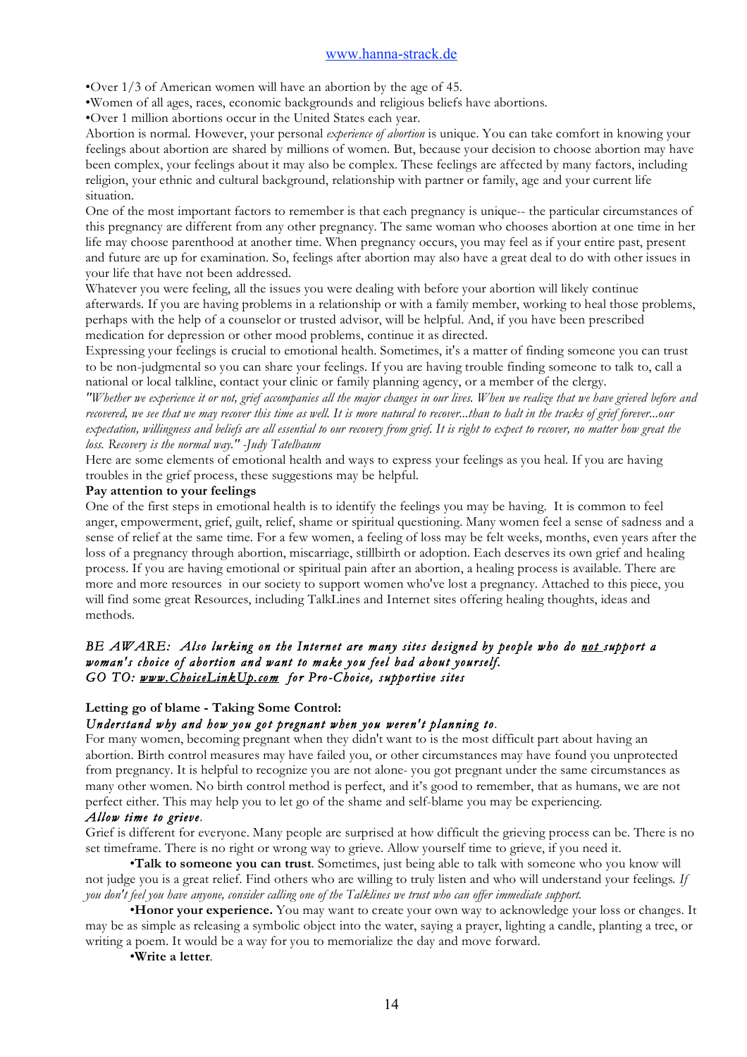•Over 1/3 of American women will have an abortion by the age of 45.
•Women of all ages, races, economic backgrounds and religious beliefs have abortions.
•Over 1 million abortions occur in the United States each year.

Abortion is normal. However, your personal *experience of abortion* is unique. You can take comfort in knowing your feelings about abortion are shared by millions of women. But, because your decision to choose abortion may have been complex, your feelings about it may also be complex. These feelings are affected by many factors, including religion, your ethnic and cultural background, relationship with partner or family, age and your current life situation.

One of the most important factors to remember is that each pregnancy is unique-- the particular circumstances of this pregnancy are different from any other pregnancy. The same woman who chooses abortion at one time in her life may choose parenthood at another time. When pregnancy occurs, you may feel as if your entire past, present and future are up for examination. So, feelings after abortion may also have a great deal to do with other issues in your life that have not been addressed.

Whatever you were feeling, all the issues you were dealing with before your abortion will likely continue afterwards. If you are having problems in a relationship or with a family member, working to heal those problems, perhaps with the help of a counselor or trusted advisor, will be helpful. And, if you have been prescribed medication for depression or other mood problems, continue it as directed.

Expressing your feelings is crucial to emotional health. Sometimes, it's a matter of finding someone you can trust to be non-judgmental so you can share your feelings. If you are having trouble finding someone to talk to, call a national or local talkline, contact your clinic or family planning agency, or a member of the clergy.

*"Whether we experience it or not, grief accompanies all the major changes in our lives. When we realize that we have grieved before and recovered, we see that we may recover this time as well. It is more natural to recover...than to halt in the tracks of grief forever...our expectation, willingness and beliefs are all essential to our recovery from grief. It is right to expect to recover, no matter how great the loss. Recovery is the normal way." -Judy Tatelbaum*

Here are some elements of emotional health and ways to express your feelings as you heal. If you are having troubles in the grief process, these suggestions may be helpful.

**Pay attention to your feelings**

One of the first steps in emotional health is to identify the feelings you may be having. It is common to feel anger, empowerment, grief, guilt, relief, shame or spiritual questioning. Many women feel a sense of sadness and a sense of relief at the same time. For a few women, a feeling of loss may be felt weeks, months, even years after the loss of a pregnancy through abortion, miscarriage, stillbirth or adoption. Each deserves its own grief and healing process. If you are having emotional or spiritual pain after an abortion, a healing process is available. There are more and more resources in our society to support women who've lost a pregnancy. Attached to this piece, you will find some great Resources, including TalkLines and Internet sites offering healing thoughts, ideas and methods.

*BE AWARE: Also lurking on the Internet are many sites designed by people who do <u>not</u> support a woman's choice of abortion and want to make you feel bad about yourself.*
*GO TO: <u>www.ChoiceLinkUp.com</u> for Pro-Choice, supportive sites*

**Letting go of blame - Taking Some Control:**

*Understand why and how you got pregnant when you weren't planning to.*

For many women, becoming pregnant when they didn't want to is the most difficult part about having an abortion. Birth control measures may have failed you, or other circumstances may have found you unprotected from pregnancy. It is helpful to recognize you are not alone- you got pregnant under the same circumstances as many other women. No birth control method is perfect, and it's good to remember, that as humans, we are not perfect either. This may help you to let go of the shame and self-blame you may be experiencing.

*Allow time to grieve.*

Grief is different for everyone. Many people are surprised at how difficult the grieving process can be. There is no set timeframe. There is no right or wrong way to grieve. Allow yourself time to grieve, if you need it.

•**Talk to someone you can trust**. Sometimes, just being able to talk with someone who you know will not judge you is a great relief. Find others who are willing to truly listen and who will understand your feelings. *If you don't feel you have anyone, consider calling one of the Talklines we trust who can offer immediate support.*

•**Honor your experience.** You may want to create your own way to acknowledge your loss or changes. It may be as simple as releasing a symbolic object into the water, saying a prayer, lighting a candle, planting a tree, or writing a poem. It would be a way for you to memorialize the day and move forward.

•**Write a letter**.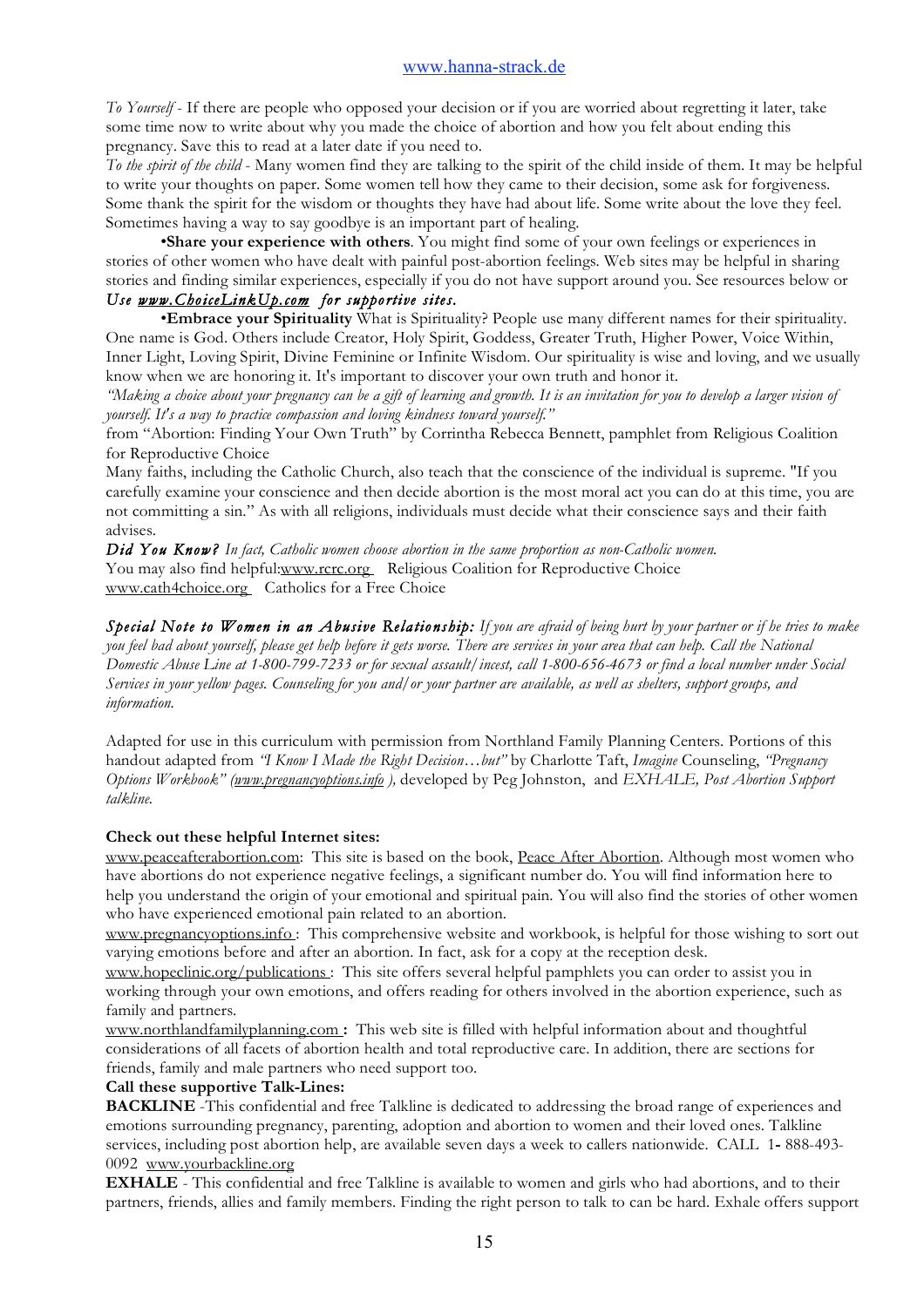*To Yourself* - If there are people who opposed your decision or if you are worried about regretting it later, take some time now to write about why you made the choice of abortion and how you felt about ending this pregnancy. Save this to read at a later date if you need to.

*To the spirit of the child* - Many women find they are talking to the spirit of the child inside of them. It may be helpful to write your thoughts on paper. Some women tell how they came to their decision, some ask for forgiveness. Some thank the spirit for the wisdom or thoughts they have had about life. Some write about the love they feel. Sometimes having a way to say goodbye is an important part of healing.

•**Share your experience with others**. You might find some of your own feelings or experiences in stories of other women who have dealt with painful post-abortion feelings. Web sites may be helpful in sharing stories and finding similar experiences, especially if you do not have support around you. See resources below or ***Use www.ChoiceLinkUp.com for supportive sites.***

•**Embrace your Spirituality** What is Spirituality? People use many different names for their spirituality. One name is God. Others include Creator, Holy Spirit, Goddess, Greater Truth, Higher Power, Voice Within, Inner Light, Loving Spirit, Divine Feminine or Infinite Wisdom. Our spirituality is wise and loving, and we usually know when we are honoring it. It's important to discover your own truth and honor it.

*"Making a choice about your pregnancy can be a gift of learning and growth. It is an invitation for you to develop a larger vision of yourself. It's a way to practice compassion and loving kindness toward yourself."*

from "Abortion: Finding Your Own Truth" by Corrintha Rebecca Bennett, pamphlet from Religious Coalition for Reproductive Choice

Many faiths, including the Catholic Church, also teach that the conscience of the individual is supreme. "If you carefully examine your conscience and then decide abortion is the most moral act you can do at this time, you are not committing a sin." As with all religions, individuals must decide what their conscience says and their faith advises.

***Did You Know?*** *In fact, Catholic women choose abortion in the same proportion as non-Catholic women.*

You may also find helpful:www.rcrc.org Religious Coalition for Reproductive Choice

www.cath4choice.org Catholics for a Free Choice

***Special Note to Women in an Abusive Relationship:*** *If you are afraid of being hurt by your partner or if he tries to make you feel bad about yourself, please get help before it gets worse. There are services in your area that can help. Call the National Domestic Abuse Line at 1-800-799-7233 or for sexual assault/incest, call 1-800-656-4673 or find a local number under Social Services in your yellow pages. Counseling for you and/or your partner are available, as well as shelters, support groups, and information.*

Adapted for use in this curriculum with permission from Northland Family Planning Centers. Portions of this handout adapted from *"I Know I Made the Right Decision…but"* by Charlotte Taft, *Imagine* Counseling, *"Pregnancy Options Workbook" (www.pregnancyoptions.info ),* developed by Peg Johnston, and *EXHALE, Post Abortion Support talkline.*

**Check out these helpful Internet sites:**

www.peaceafterabortion.com: This site is based on the book, Peace After Abortion. Although most women who have abortions do not experience negative feelings, a significant number do. You will find information here to help you understand the origin of your emotional and spiritual pain. You will also find the stories of other women who have experienced emotional pain related to an abortion.

www.pregnancyoptions.info : This comprehensive website and workbook, is helpful for those wishing to sort out varying emotions before and after an abortion. In fact, ask for a copy at the reception desk.

www.hopeclinic.org/publications : This site offers several helpful pamphlets you can order to assist you in working through your own emotions, and offers reading for others involved in the abortion experience, such as family and partners.

www.northlandfamilyplanning.com **:** This web site is filled with helpful information about and thoughtful considerations of all facets of abortion health and total reproductive care. In addition, there are sections for friends, family and male partners who need support too.

**Call these supportive Talk-Lines:**

**BACKLINE** -This confidential and free Talkline is dedicated to addressing the broad range of experiences and emotions surrounding pregnancy, parenting, adoption and abortion to women and their loved ones. Talkline services, including post abortion help, are available seven days a week to callers nationwide. CALL **1-** 888-493-0092 www.yourbackline.org

**EXHALE** - This confidential and free Talkline is available to women and girls who had abortions, and to their partners, friends, allies and family members. Finding the right person to talk to can be hard. Exhale offers support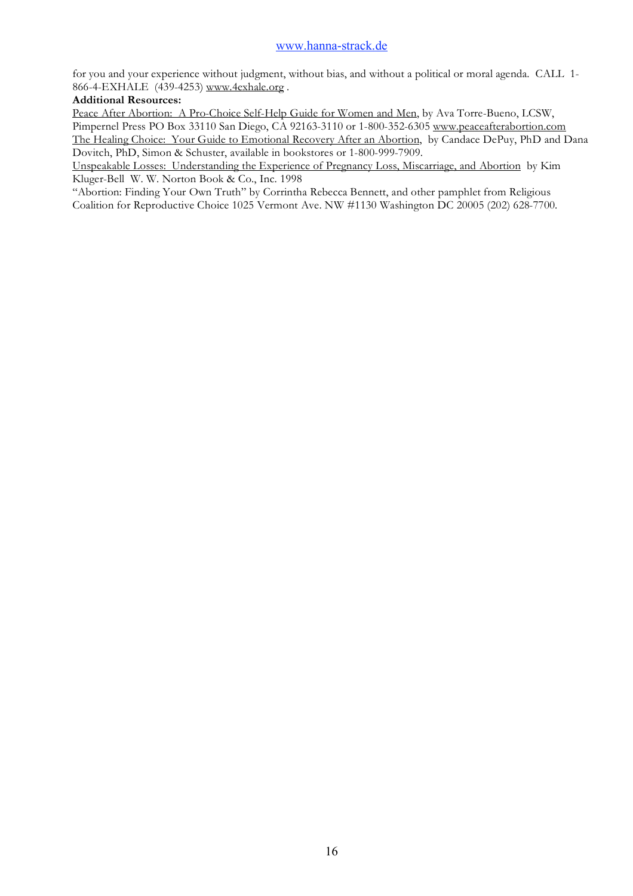for you and your experience without judgment, without bias, and without a political or moral agenda. CALL 1-866-4-EXHALE (439-4253) www.4exhale.org .

**Additional Resources:**

Peace After Abortion: A Pro-Choice Self-Help Guide for Women and Men, by Ava Torre-Bueno, LCSW, Pimpernel Press PO Box 33110 San Diego, CA 92163-3110 or 1-800-352-6305 www.peaceafterabortion.com

The Healing Choice: Your Guide to Emotional Recovery After an Abortion, by Candace DePuy, PhD and Dana Dovitch, PhD, Simon & Schuster, available in bookstores or 1-800-999-7909.

Unspeakable Losses: Understanding the Experience of Pregnancy Loss, Miscarriage, and Abortion by Kim Kluger-Bell W. W. Norton Book & Co., Inc. 1998

"Abortion: Finding Your Own Truth" by Corrintha Rebecca Bennett, and other pamphlet from Religious Coalition for Reproductive Choice 1025 Vermont Ave. NW #1130 Washington DC 20005 (202) 628-7700.